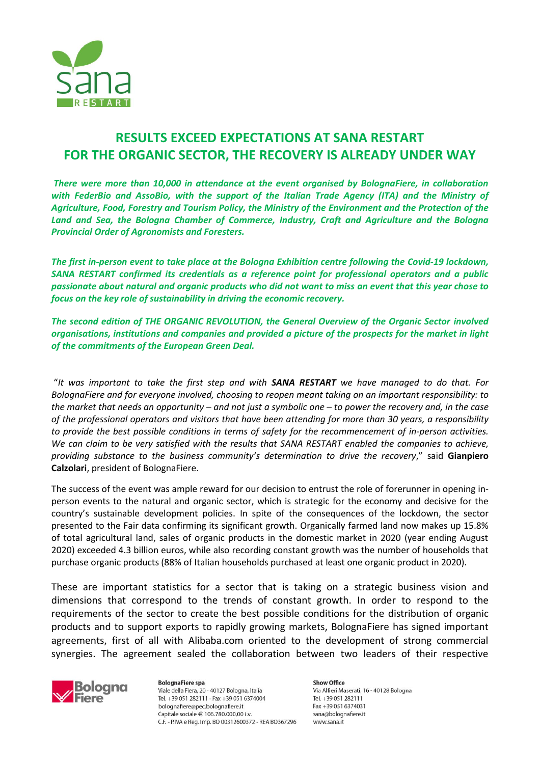# RESULTS EXCEED EXPECTATIONS AT SANA RESTART
# FOR THE ORGANIC SECTOR, THE RECOVERY IS ALREADY UNDER WAY

***There were more than 10,000 in attendance at the event organised by BolognaFiere, in collaboration with FederBio and AssoBio, with the support of the Italian Trade Agency (ITA) and the Ministry of Agriculture, Food, Forestry and Tourism Policy, the Ministry of the Environment and the Protection of the Land and Sea, the Bologna Chamber of Commerce, Industry, Craft and Agriculture and the Bologna Provincial Order of Agronomists and Foresters.***

***The first in-person event to take place at the Bologna Exhibition centre following the Covid-19 lockdown, SANA RESTART confirmed its credentials as a reference point for professional operators and a public passionate about natural and organic products who did not want to miss an event that this year chose to focus on the key role of sustainability in driving the economic recovery.***

***The second edition of THE ORGANIC REVOLUTION, the General Overview of the Organic Sector involved organisations, institutions and companies and provided a picture of the prospects for the market in light of the commitments of the European Green Deal.***

"*It was important to take the first step and with **SANA RESTART** we have managed to do that. For BolognaFiere and for everyone involved, choosing to reopen meant taking on an important responsibility: to the market that needs an opportunity – and not just a symbolic one – to power the recovery and, in the case of the professional operators and visitors that have been attending for more than 30 years, a responsibility to provide the best possible conditions in terms of safety for the recommencement of in-person activities. We can claim to be very satisfied with the results that SANA RESTART enabled the companies to achieve, providing substance to the business community's determination to drive the recovery*," said **Gianpiero Calzolari**, president of BolognaFiere.

The success of the event was ample reward for our decision to entrust the role of forerunner in opening in-person events to the natural and organic sector, which is strategic for the economy and decisive for the country's sustainable development policies. In spite of the consequences of the lockdown, the sector presented to the Fair data confirming its significant growth. Organically farmed land now makes up 15.8% of total agricultural land, sales of organic products in the domestic market in 2020 (year ending August 2020) exceeded 4.3 billion euros, while also recording constant growth was the number of households that purchase organic products (88% of Italian households purchased at least one organic product in 2020).

These are important statistics for a sector that is taking on a strategic business vision and dimensions that correspond to the trends of constant growth. In order to respond to the requirements of the sector to create the best possible conditions for the distribution of organic products and to support exports to rapidly growing markets, BolognaFiere has signed important agreements, first of all with Alibaba.com oriented to the development of strong commercial synergies. The agreement sealed the collaboration between two leaders of their respective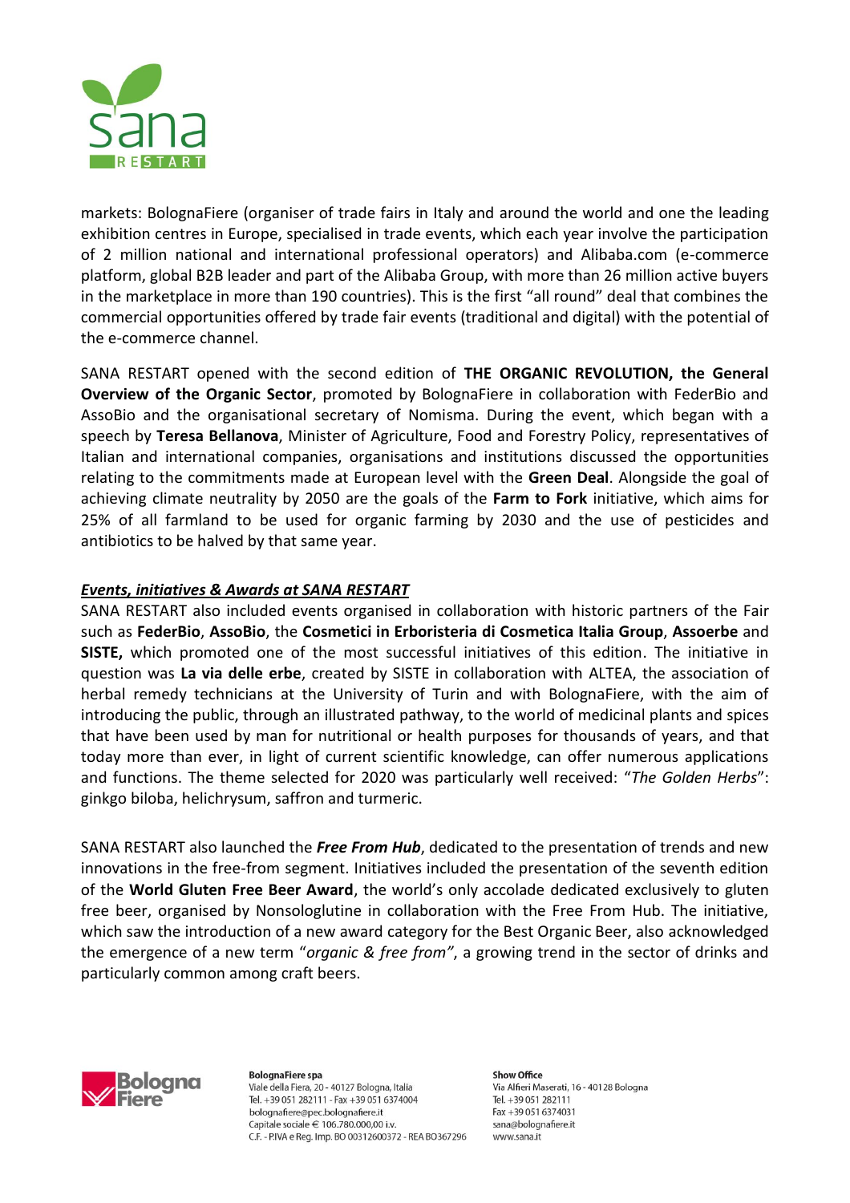markets: BolognaFiere (organiser of trade fairs in Italy and around the world and one the leading exhibition centres in Europe, specialised in trade events, which each year involve the participation of 2 million national and international professional operators) and Alibaba.com (e-commerce platform, global B2B leader and part of the Alibaba Group, with more than 26 million active buyers in the marketplace in more than 190 countries). This is the first "all round" deal that combines the commercial opportunities offered by trade fair events (traditional and digital) with the potential of the e-commerce channel.

SANA RESTART opened with the second edition of **THE ORGANIC REVOLUTION, the General Overview of the Organic Sector**, promoted by BolognaFiere in collaboration with FederBio and AssoBio and the organisational secretary of Nomisma. During the event, which began with a speech by **Teresa Bellanova**, Minister of Agriculture, Food and Forestry Policy, representatives of Italian and international companies, organisations and institutions discussed the opportunities relating to the commitments made at European level with the **Green Deal**. Alongside the goal of achieving climate neutrality by 2050 are the goals of the **Farm to Fork** initiative, which aims for 25% of all farmland to be used for organic farming by 2030 and the use of pesticides and antibiotics to be halved by that same year.

***Events, initiatives & Awards at SANA RESTART***

SANA RESTART also included events organised in collaboration with historic partners of the Fair such as **FederBio**, **AssoBio**, the **Cosmetici in Erboristeria di Cosmetica Italia Group**, **Assoerbe** and **SISTE,** which promoted one of the most successful initiatives of this edition. The initiative in question was **La via delle erbe**, created by SISTE in collaboration with ALTEA, the association of herbal remedy technicians at the University of Turin and with BolognaFiere, with the aim of introducing the public, through an illustrated pathway, to the world of medicinal plants and spices that have been used by man for nutritional or health purposes for thousands of years, and that today more than ever, in light of current scientific knowledge, can offer numerous applications and functions. The theme selected for 2020 was particularly well received: "*The Golden Herbs*": ginkgo biloba, helichrysum, saffron and turmeric.

SANA RESTART also launched the ***Free From Hub***, dedicated to the presentation of trends and new innovations in the free-from segment. Initiatives included the presentation of the seventh edition of the **World Gluten Free Beer Award**, the world's only accolade dedicated exclusively to gluten free beer, organised by Nonsologlutine in collaboration with the Free From Hub. The initiative, which saw the introduction of a new award category for the Best Organic Beer, also acknowledged the emergence of a new term "*organic & free from"*, a growing trend in the sector of drinks and particularly common among craft beers.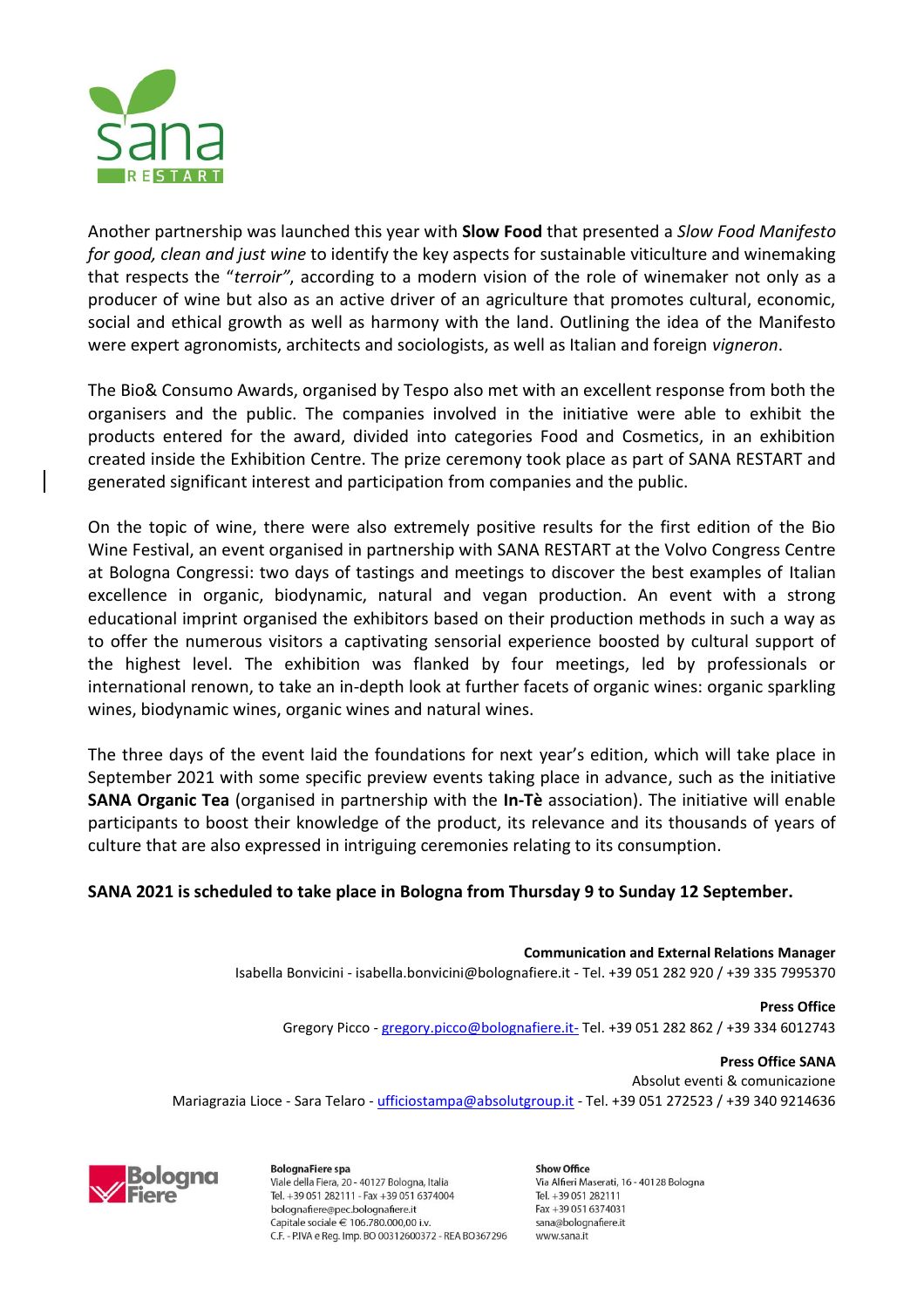Another partnership was launched this year with **Slow Food** that presented a *Slow Food Manifesto for good, clean and just wine* to identify the key aspects for sustainable viticulture and winemaking that respects the "*terroir"*, according to a modern vision of the role of winemaker not only as a producer of wine but also as an active driver of an agriculture that promotes cultural, economic, social and ethical growth as well as harmony with the land. Outlining the idea of the Manifesto were expert agronomists, architects and sociologists, as well as Italian and foreign *vigneron*.

The Bio& Consumo Awards, organised by Tespo also met with an excellent response from both the organisers and the public. The companies involved in the initiative were able to exhibit the products entered for the award, divided into categories Food and Cosmetics, in an exhibition created inside the Exhibition Centre. The prize ceremony took place as part of SANA RESTART and generated significant interest and participation from companies and the public.

On the topic of wine, there were also extremely positive results for the first edition of the Bio Wine Festival, an event organised in partnership with SANA RESTART at the Volvo Congress Centre at Bologna Congressi: two days of tastings and meetings to discover the best examples of Italian excellence in organic, biodynamic, natural and vegan production. An event with a strong educational imprint organised the exhibitors based on their production methods in such a way as to offer the numerous visitors a captivating sensorial experience boosted by cultural support of the highest level. The exhibition was flanked by four meetings, led by professionals or international renown, to take an in-depth look at further facets of organic wines: organic sparkling wines, biodynamic wines, organic wines and natural wines.

The three days of the event laid the foundations for next year's edition, which will take place in September 2021 with some specific preview events taking place in advance, such as the initiative **SANA Organic Tea** (organised in partnership with the **In-Tè** association). The initiative will enable participants to boost their knowledge of the product, its relevance and its thousands of years of culture that are also expressed in intriguing ceremonies relating to its consumption.

**SANA 2021 is scheduled to take place in Bologna from Thursday 9 to Sunday 12 September.**

**Communication and External Relations Manager**
Isabella Bonvicini - isabella.bonvicini@bolognafiere.it - Tel. +39 051 282 920 / +39 335 7995370

**Press Office**
Gregory Picco - gregory.picco@bolognafiere.it- Tel. +39 051 282 862 / +39 334 6012743

**Press Office SANA**
Absolut eventi & comunicazione
Mariagrazia Lioce - Sara Telaro - ufficiostampa@absolutgroup.it - Tel. +39 051 272523 / +39 340 9214636

**BolognaFiere spa**
Viale della Fiera, 20 - 40127 Bologna, Italia
Tel. +39 051 282111 - Fax +39 051 6374004
bolognafiere@pec.bolognafiere.it
Capitale sociale € 106.780.000,00 i.v.
C.F. - P.IVA e Reg. Imp. BO 00312600372 - REA BO367296

**Show Office**
Via Alfieri Maserati, 16 - 40128 Bologna
Tel. +39 051 282111
Fax +39 051 6374031
sana@bolognafiere.it
www.sana.it